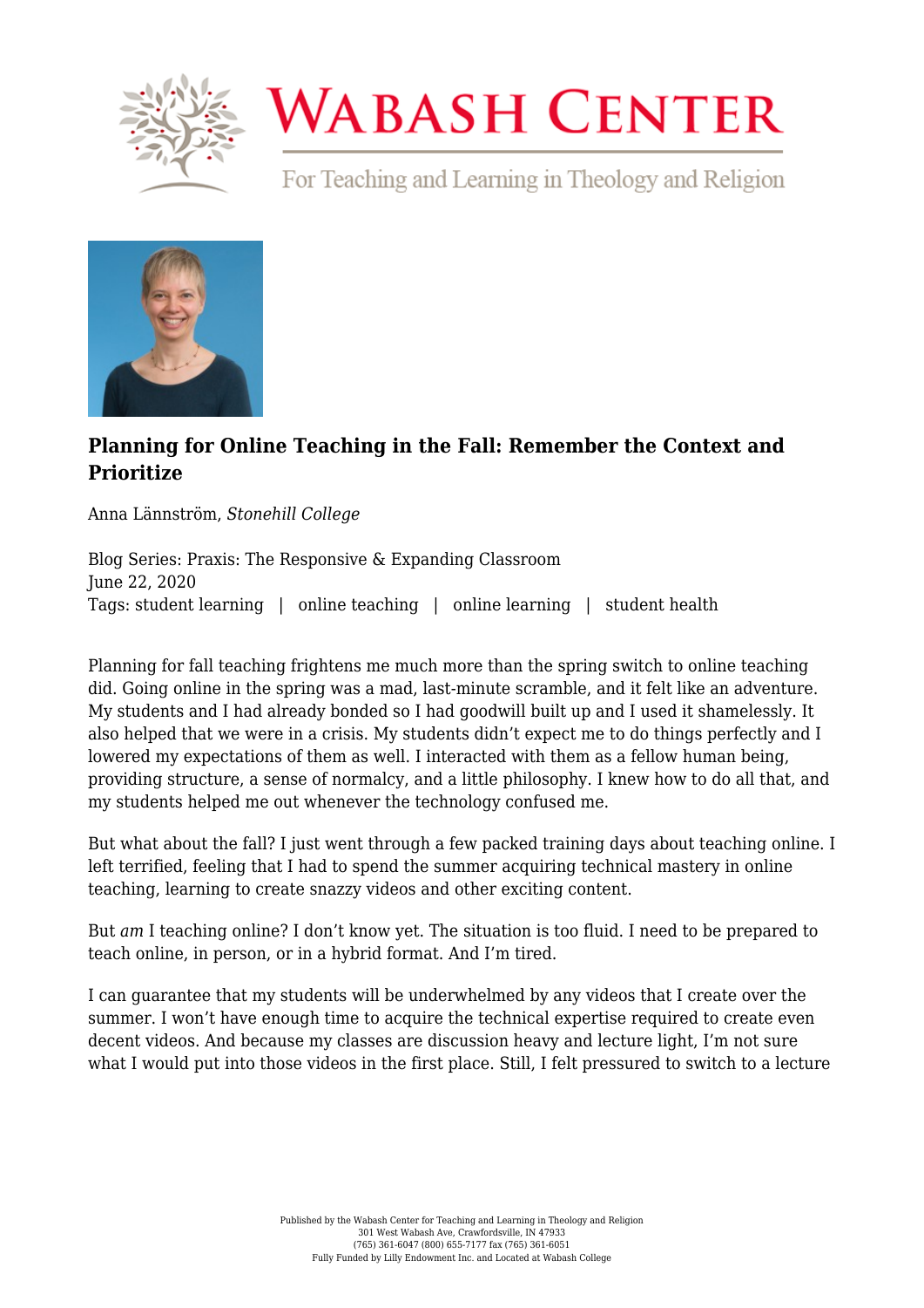# Planning for Online Teaching in the Fall: Remember the Context and Prioritize

Anna Lännström, *Stonehill College*

Blog Series: Praxis: The Responsive & Expanding Classroom
June 22, 2020
Tags: student learning | online teaching | online learning | student health

Planning for fall teaching frightens me much more than the spring switch to online teaching did. Going online in the spring was a mad, last-minute scramble, and it felt like an adventure. My students and I had already bonded so I had goodwill built up and I used it shamelessly. It also helped that we were in a crisis. My students didn't expect me to do things perfectly and I lowered my expectations of them as well. I interacted with them as a fellow human being, providing structure, a sense of normalcy, and a little philosophy. I knew how to do all that, and my students helped me out whenever the technology confused me.

But what about the fall? I just went through a few packed training days about teaching online. I left terrified, feeling that I had to spend the summer acquiring technical mastery in online teaching, learning to create snazzy videos and other exciting content.

But *am* I teaching online? I don't know yet. The situation is too fluid. I need to be prepared to teach online, in person, or in a hybrid format. And I'm tired.

I can guarantee that my students will be underwhelmed by any videos that I create over the summer. I won't have enough time to acquire the technical expertise required to create even decent videos. And because my classes are discussion heavy and lecture light, I'm not sure what I would put into those videos in the first place. Still, I felt pressured to switch to a lecture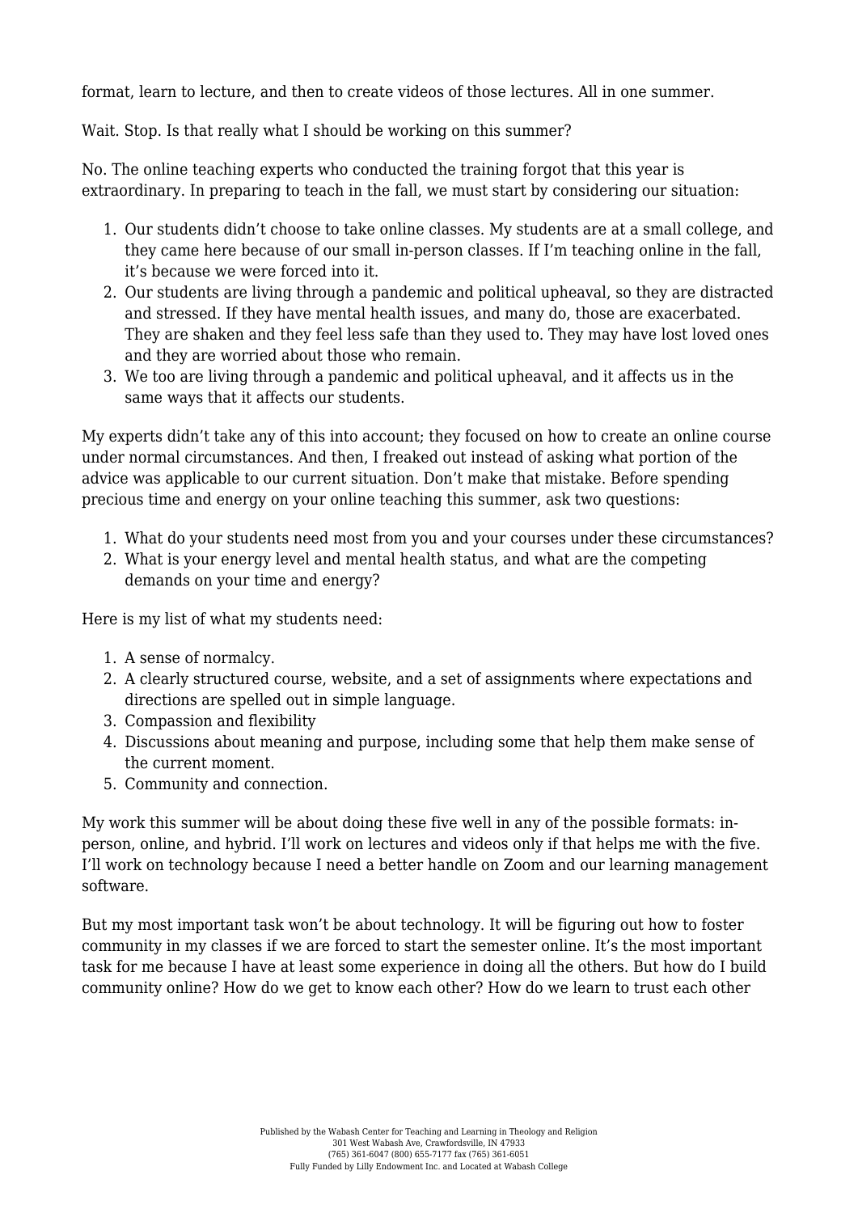format, learn to lecture, and then to create videos of those lectures. All in one summer.

Wait. Stop. Is that really what I should be working on this summer?

No. The online teaching experts who conducted the training forgot that this year is extraordinary. In preparing to teach in the fall, we must start by considering our situation:

1. Our students didn't choose to take online classes. My students are at a small college, and they came here because of our small in-person classes. If I'm teaching online in the fall, it's because we were forced into it.
2. Our students are living through a pandemic and political upheaval, so they are distracted and stressed. If they have mental health issues, and many do, those are exacerbated. They are shaken and they feel less safe than they used to. They may have lost loved ones and they are worried about those who remain.
3. We too are living through a pandemic and political upheaval, and it affects us in the same ways that it affects our students.

My experts didn't take any of this into account; they focused on how to create an online course under normal circumstances. And then, I freaked out instead of asking what portion of the advice was applicable to our current situation. Don't make that mistake. Before spending precious time and energy on your online teaching this summer, ask two questions:

1. What do your students need most from you and your courses under these circumstances?
2. What is your energy level and mental health status, and what are the competing demands on your time and energy?

Here is my list of what my students need:

1. A sense of normalcy.
2. A clearly structured course, website, and a set of assignments where expectations and directions are spelled out in simple language.
3. Compassion and flexibility
4. Discussions about meaning and purpose, including some that help them make sense of the current moment.
5. Community and connection.

My work this summer will be about doing these five well in any of the possible formats: in-person, online, and hybrid. I'll work on lectures and videos only if that helps me with the five. I'll work on technology because I need a better handle on Zoom and our learning management software.

But my most important task won't be about technology. It will be figuring out how to foster community in my classes if we are forced to start the semester online. It's the most important task for me because I have at least some experience in doing all the others. But how do I build community online? How do we get to know each other? How do we learn to trust each other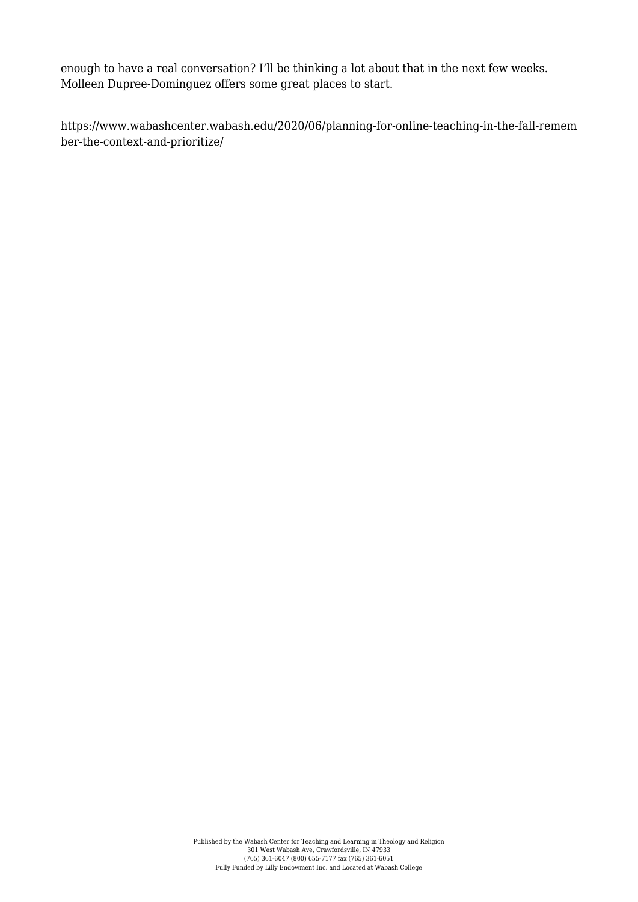enough to have a real conversation? I'll be thinking a lot about that in the next few weeks. Molleen Dupree-Dominguez offers some great places to start.

https://www.wabashcenter.wabash.edu/2020/06/planning-for-online-teaching-in-the-fall-remember-the-context-and-prioritize/